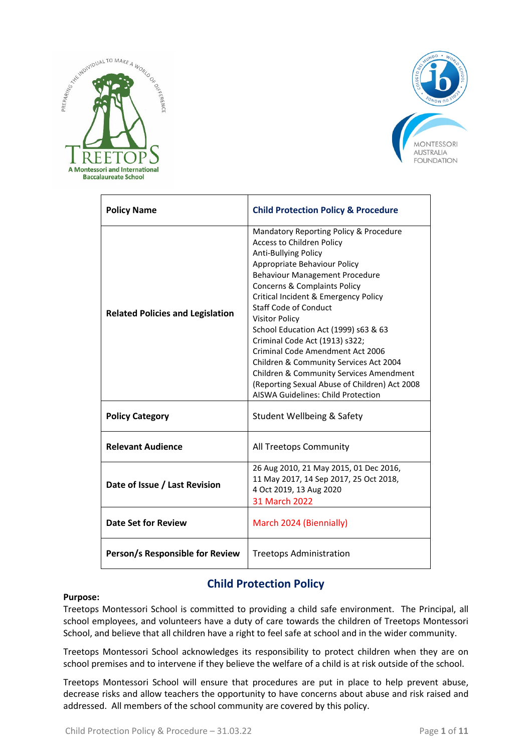| | |
|---|---|
| **Policy Name** | **Child Protection Policy & Procedure** |
| **Related Policies and Legislation** | Mandatory Reporting Policy & Procedure<br>Access to Children Policy<br>Anti-Bullying Policy<br>Appropriate Behaviour Policy<br>Behaviour Management Procedure<br>Concerns & Complaints Policy<br>Critical Incident & Emergency Policy<br>Staff Code of Conduct<br>Visitor Policy<br>School Education Act (1999) s63 & 63<br>Criminal Code Act (1913) s322;<br>Criminal Code Amendment Act 2006<br>Children & Community Services Act 2004<br>Children & Community Services Amendment (Reporting Sexual Abuse of Children) Act 2008<br>AISWA Guidelines: Child Protection |
| **Policy Category** | Student Wellbeing & Safety |
| **Relevant Audience** | All Treetops Community |
| **Date of Issue / Last Revision** | 26 Aug 2010, 21 May 2015, 01 Dec 2016, 11 May 2017, 14 Sep 2017, 25 Oct 2018, 4 Oct 2019, 13 Aug 2020<br>31 March 2022 |
| **Date Set for Review** | March 2024 (Biennially) |
| **Person/s Responsible for Review** | Treetops Administration |

# Child Protection Policy

**Purpose:**

Treetops Montessori School is committed to providing a child safe environment. The Principal, all school employees, and volunteers have a duty of care towards the children of Treetops Montessori School, and believe that all children have a right to feel safe at school and in the wider community.

Treetops Montessori School acknowledges its responsibility to protect children when they are on school premises and to intervene if they believe the welfare of a child is at risk outside of the school.

Treetops Montessori School will ensure that procedures are put in place to help prevent abuse, decrease risks and allow teachers the opportunity to have concerns about abuse and risk raised and addressed. All members of the school community are covered by this policy.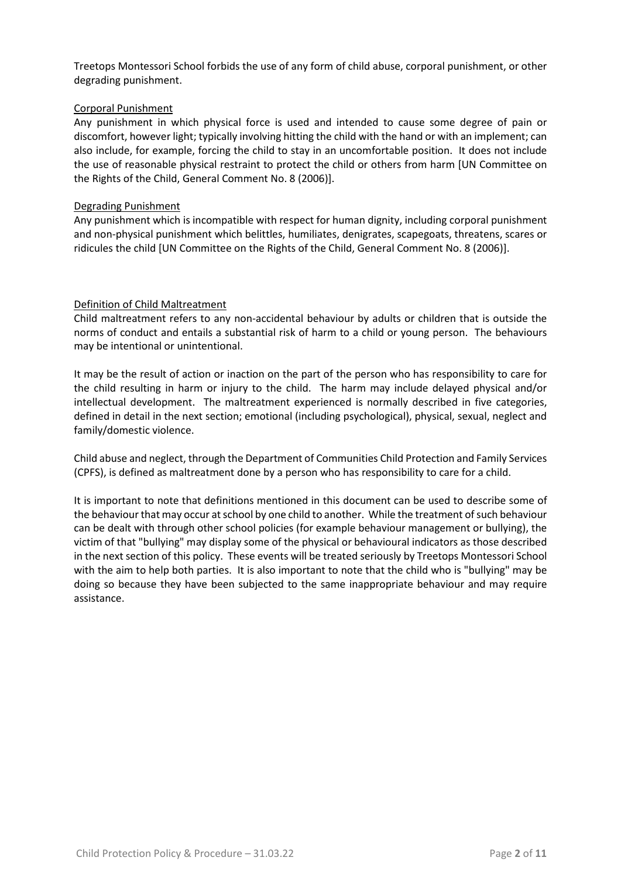Treetops Montessori School forbids the use of any form of child abuse, corporal punishment, or other degrading punishment.

### Corporal Punishment

Any punishment in which physical force is used and intended to cause some degree of pain or discomfort, however light; typically involving hitting the child with the hand or with an implement; can also include, for example, forcing the child to stay in an uncomfortable position. It does not include the use of reasonable physical restraint to protect the child or others from harm [UN Committee on the Rights of the Child, General Comment No. 8 (2006)].

### Degrading Punishment

Any punishment which is incompatible with respect for human dignity, including corporal punishment and non-physical punishment which belittles, humiliates, denigrates, scapegoats, threatens, scares or ridicules the child [UN Committee on the Rights of the Child, General Comment No. 8 (2006)].

### Definition of Child Maltreatment

Child maltreatment refers to any non-accidental behaviour by adults or children that is outside the norms of conduct and entails a substantial risk of harm to a child or young person. The behaviours may be intentional or unintentional.

It may be the result of action or inaction on the part of the person who has responsibility to care for the child resulting in harm or injury to the child. The harm may include delayed physical and/or intellectual development. The maltreatment experienced is normally described in five categories, defined in detail in the next section; emotional (including psychological), physical, sexual, neglect and family/domestic violence.

Child abuse and neglect, through the Department of Communities Child Protection and Family Services (CPFS), is defined as maltreatment done by a person who has responsibility to care for a child.

It is important to note that definitions mentioned in this document can be used to describe some of the behaviour that may occur at school by one child to another. While the treatment of such behaviour can be dealt with through other school policies (for example behaviour management or bullying), the victim of that "bullying" may display some of the physical or behavioural indicators as those described in the next section of this policy. These events will be treated seriously by Treetops Montessori School with the aim to help both parties. It is also important to note that the child who is "bullying" may be doing so because they have been subjected to the same inappropriate behaviour and may require assistance.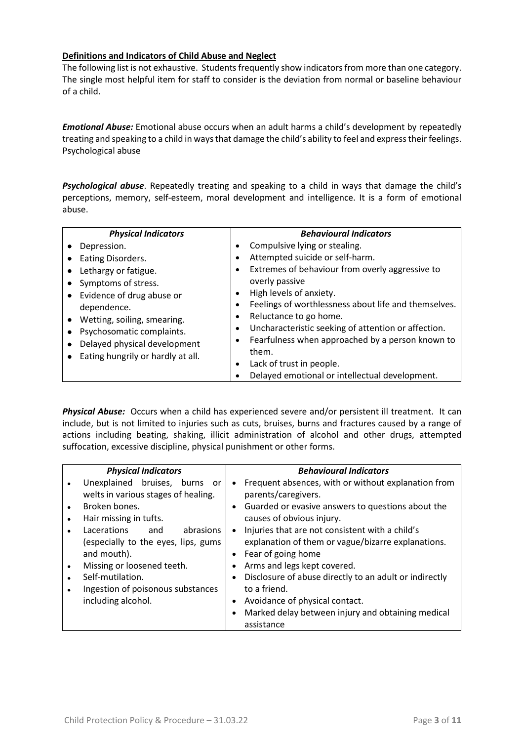**Definitions and Indicators of Child Abuse and Neglect**

The following list is not exhaustive. Students frequently show indicators from more than one category. The single most helpful item for staff to consider is the deviation from normal or baseline behaviour of a child.

***Emotional Abuse:*** Emotional abuse occurs when an adult harms a child's development by repeatedly treating and speaking to a child in ways that damage the child's ability to feel and express their feelings. Psychological abuse

***Psychological abuse***. Repeatedly treating and speaking to a child in ways that damage the child's perceptions, memory, self-esteem, moral development and intelligence. It is a form of emotional abuse.

| ***Physical Indicators*** | ***Behavioural Indicators*** |
| --- | --- |
| • Depression.<br>• Eating Disorders.<br>• Lethargy or fatigue.<br>• Symptoms of stress.<br>• Evidence of drug abuse or dependence.<br>• Wetting, soiling, smearing.<br>• Psychosomatic complaints.<br>• Delayed physical development<br>• Eating hungrily or hardly at all. | • Compulsive lying or stealing.<br>• Attempted suicide or self-harm.<br>• Extremes of behaviour from overly aggressive to overly passive<br>• High levels of anxiety.<br>• Feelings of worthlessness about life and themselves.<br>• Reluctance to go home.<br>• Uncharacteristic seeking of attention or affection.<br>• Fearfulness when approached by a person known to them.<br>• Lack of trust in people.<br>• Delayed emotional or intellectual development. |

***Physical Abuse:*** Occurs when a child has experienced severe and/or persistent ill treatment. It can include, but is not limited to injuries such as cuts, bruises, burns and fractures caused by a range of actions including beating, shaking, illicit administration of alcohol and other drugs, attempted suffocation, excessive discipline, physical punishment or other forms.

| ***Physical Indicators*** | ***Behavioural Indicators*** |
| --- | --- |
| • Unexplained bruises, burns or welts in various stages of healing.<br>• Broken bones.<br>• Hair missing in tufts.<br>• Lacerations and abrasions (especially to the eyes, lips, gums and mouth).<br>• Missing or loosened teeth.<br>• Self-mutilation.<br>• Ingestion of poisonous substances including alcohol. | • Frequent absences, with or without explanation from parents/caregivers.<br>• Guarded or evasive answers to questions about the causes of obvious injury.<br>• Injuries that are not consistent with a child's explanation of them or vague/bizarre explanations.<br>• Fear of going home<br>• Arms and legs kept covered.<br>• Disclosure of abuse directly to an adult or indirectly to a friend.<br>• Avoidance of physical contact.<br>• Marked delay between injury and obtaining medical assistance |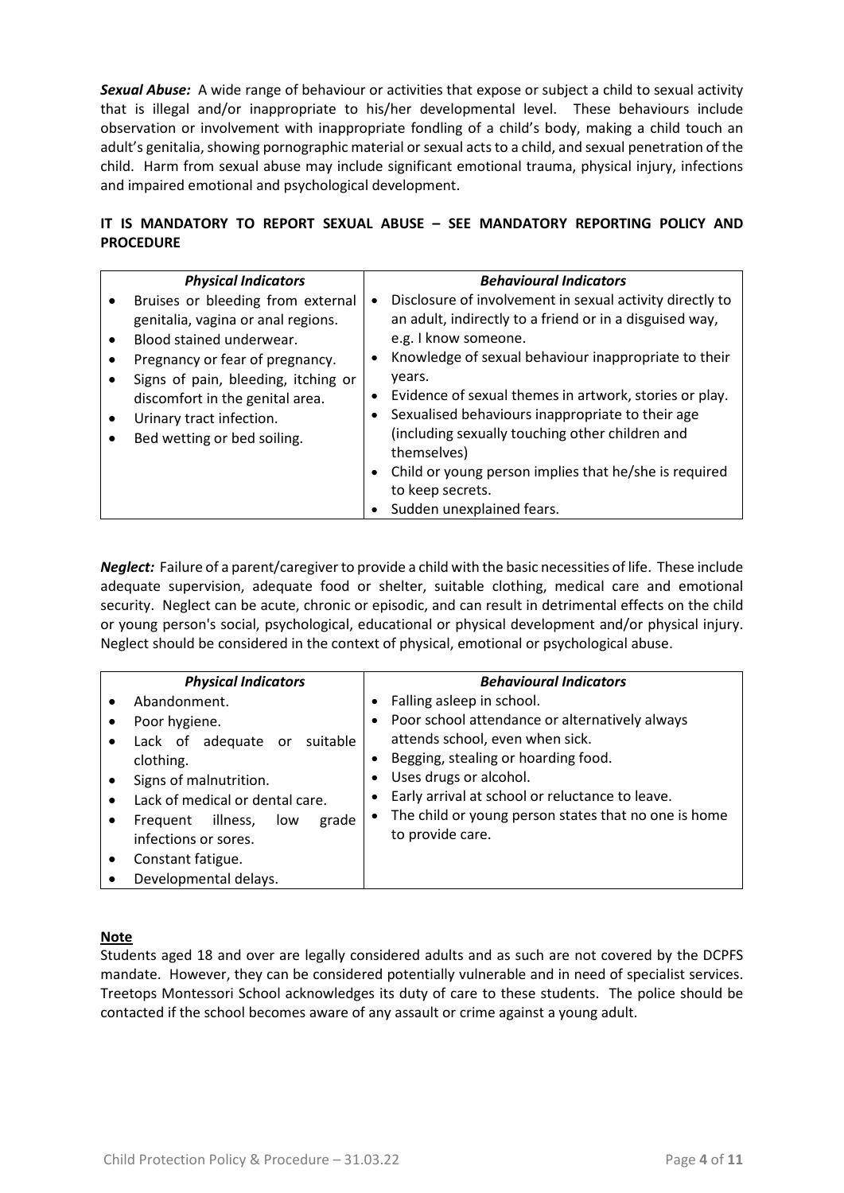***Sexual Abuse:*** A wide range of behaviour or activities that expose or subject a child to sexual activity that is illegal and/or inappropriate to his/her developmental level. These behaviours include observation or involvement with inappropriate fondling of a child's body, making a child touch an adult's genitalia, showing pornographic material or sexual acts to a child, and sexual penetration of the child. Harm from sexual abuse may include significant emotional trauma, physical injury, infections and impaired emotional and psychological development.

**IT IS MANDATORY TO REPORT SEXUAL ABUSE – SEE MANDATORY REPORTING POLICY AND PROCEDURE**

| ***Physical Indicators*** | ***Behavioural Indicators*** |
| --- | --- |
| • Bruises or bleeding from external genitalia, vagina or anal regions.<br>• Blood stained underwear.<br>• Pregnancy or fear of pregnancy.<br>• Signs of pain, bleeding, itching or discomfort in the genital area.<br>• Urinary tract infection.<br>• Bed wetting or bed soiling. | • Disclosure of involvement in sexual activity directly to an adult, indirectly to a friend or in a disguised way, e.g. I know someone.<br>• Knowledge of sexual behaviour inappropriate to their years.<br>• Evidence of sexual themes in artwork, stories or play.<br>• Sexualised behaviours inappropriate to their age (including sexually touching other children and themselves)<br>• Child or young person implies that he/she is required to keep secrets.<br>• Sudden unexplained fears. |

***Neglect:*** Failure of a parent/caregiver to provide a child with the basic necessities of life. These include adequate supervision, adequate food or shelter, suitable clothing, medical care and emotional security. Neglect can be acute, chronic or episodic, and can result in detrimental effects on the child or young person's social, psychological, educational or physical development and/or physical injury. Neglect should be considered in the context of physical, emotional or psychological abuse.

| ***Physical Indicators*** | ***Behavioural Indicators*** |
| --- | --- |
| • Abandonment.<br>• Poor hygiene.<br>• Lack of adequate or suitable clothing.<br>• Signs of malnutrition.<br>• Lack of medical or dental care.<br>• Frequent illness, low grade infections or sores.<br>• Constant fatigue.<br>• Developmental delays. | • Falling asleep in school.<br>• Poor school attendance or alternatively always attends school, even when sick.<br>• Begging, stealing or hoarding food.<br>• Uses drugs or alcohol.<br>• Early arrival at school or reluctance to leave.<br>• The child or young person states that no one is home to provide care. |

**Note**

Students aged 18 and over are legally considered adults and as such are not covered by the DCPFS mandate. However, they can be considered potentially vulnerable and in need of specialist services. Treetops Montessori School acknowledges its duty of care to these students. The police should be contacted if the school becomes aware of any assault or crime against a young adult.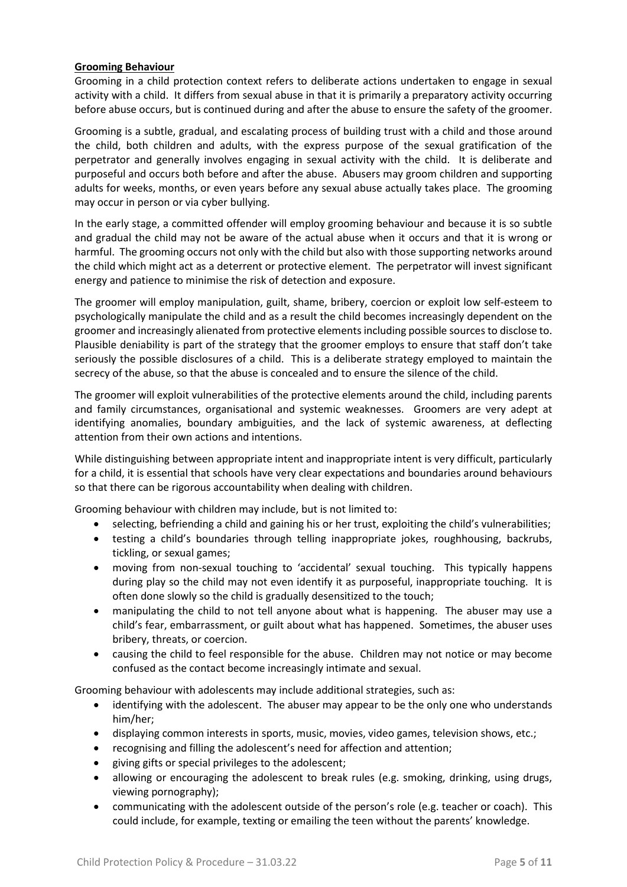**Grooming Behaviour**

Grooming in a child protection context refers to deliberate actions undertaken to engage in sexual activity with a child. It differs from sexual abuse in that it is primarily a preparatory activity occurring before abuse occurs, but is continued during and after the abuse to ensure the safety of the groomer.

Grooming is a subtle, gradual, and escalating process of building trust with a child and those around the child, both children and adults, with the express purpose of the sexual gratification of the perpetrator and generally involves engaging in sexual activity with the child. It is deliberate and purposeful and occurs both before and after the abuse. Abusers may groom children and supporting adults for weeks, months, or even years before any sexual abuse actually takes place. The grooming may occur in person or via cyber bullying.

In the early stage, a committed offender will employ grooming behaviour and because it is so subtle and gradual the child may not be aware of the actual abuse when it occurs and that it is wrong or harmful. The grooming occurs not only with the child but also with those supporting networks around the child which might act as a deterrent or protective element. The perpetrator will invest significant energy and patience to minimise the risk of detection and exposure.

The groomer will employ manipulation, guilt, shame, bribery, coercion or exploit low self-esteem to psychologically manipulate the child and as a result the child becomes increasingly dependent on the groomer and increasingly alienated from protective elements including possible sources to disclose to. Plausible deniability is part of the strategy that the groomer employs to ensure that staff don't take seriously the possible disclosures of a child. This is a deliberate strategy employed to maintain the secrecy of the abuse, so that the abuse is concealed and to ensure the silence of the child.

The groomer will exploit vulnerabilities of the protective elements around the child, including parents and family circumstances, organisational and systemic weaknesses. Groomers are very adept at identifying anomalies, boundary ambiguities, and the lack of systemic awareness, at deflecting attention from their own actions and intentions.

While distinguishing between appropriate intent and inappropriate intent is very difficult, particularly for a child, it is essential that schools have very clear expectations and boundaries around behaviours so that there can be rigorous accountability when dealing with children.

Grooming behaviour with children may include, but is not limited to:

- selecting, befriending a child and gaining his or her trust, exploiting the child's vulnerabilities;
- testing a child's boundaries through telling inappropriate jokes, roughhousing, backrubs, tickling, or sexual games;
- moving from non-sexual touching to 'accidental' sexual touching. This typically happens during play so the child may not even identify it as purposeful, inappropriate touching. It is often done slowly so the child is gradually desensitized to the touch;
- manipulating the child to not tell anyone about what is happening. The abuser may use a child's fear, embarrassment, or guilt about what has happened. Sometimes, the abuser uses bribery, threats, or coercion.
- causing the child to feel responsible for the abuse. Children may not notice or may become confused as the contact become increasingly intimate and sexual.

Grooming behaviour with adolescents may include additional strategies, such as:

- identifying with the adolescent. The abuser may appear to be the only one who understands him/her;
- displaying common interests in sports, music, movies, video games, television shows, etc.;
- recognising and filling the adolescent's need for affection and attention;
- giving gifts or special privileges to the adolescent;
- allowing or encouraging the adolescent to break rules (e.g. smoking, drinking, using drugs, viewing pornography);
- communicating with the adolescent outside of the person's role (e.g. teacher or coach). This could include, for example, texting or emailing the teen without the parents' knowledge.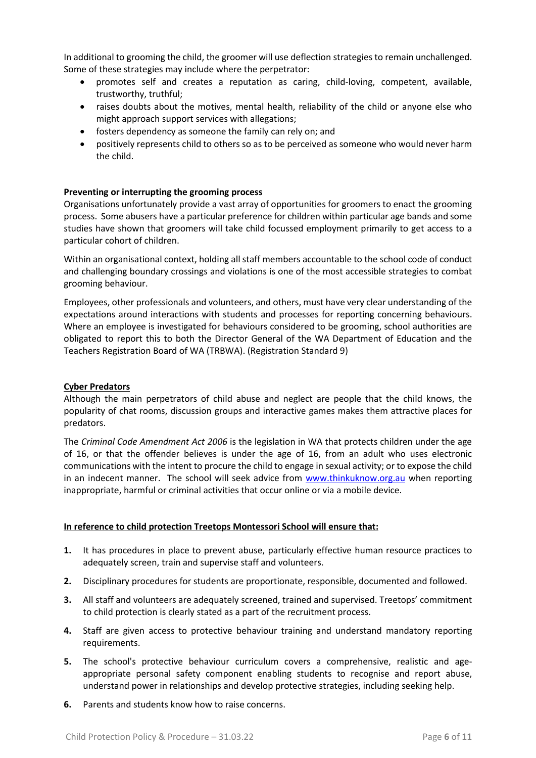In additional to grooming the child, the groomer will use deflection strategies to remain unchallenged. Some of these strategies may include where the perpetrator:

- promotes self and creates a reputation as caring, child-loving, competent, available, trustworthy, truthful;
- raises doubts about the motives, mental health, reliability of the child or anyone else who might approach support services with allegations;
- fosters dependency as someone the family can rely on; and
- positively represents child to others so as to be perceived as someone who would never harm the child.

**Preventing or interrupting the grooming process**

Organisations unfortunately provide a vast array of opportunities for groomers to enact the grooming process. Some abusers have a particular preference for children within particular age bands and some studies have shown that groomers will take child focussed employment primarily to get access to a particular cohort of children.

Within an organisational context, holding all staff members accountable to the school code of conduct and challenging boundary crossings and violations is one of the most accessible strategies to combat grooming behaviour.

Employees, other professionals and volunteers, and others, must have very clear understanding of the expectations around interactions with students and processes for reporting concerning behaviours. Where an employee is investigated for behaviours considered to be grooming, school authorities are obligated to report this to both the Director General of the WA Department of Education and the Teachers Registration Board of WA (TRBWA). (Registration Standard 9)

**Cyber Predators**

Although the main perpetrators of child abuse and neglect are people that the child knows, the popularity of chat rooms, discussion groups and interactive games makes them attractive places for predators.

The *Criminal Code Amendment Act 2006* is the legislation in WA that protects children under the age of 16, or that the offender believes is under the age of 16, from an adult who uses electronic communications with the intent to procure the child to engage in sexual activity; or to expose the child in an indecent manner. The school will seek advice from [www.thinkuknow.org.au](http://www.thinkuknow.org.au) when reporting inappropriate, harmful or criminal activities that occur online or via a mobile device.

**In reference to child protection Treetops Montessori School will ensure that:**

1. It has procedures in place to prevent abuse, particularly effective human resource practices to adequately screen, train and supervise staff and volunteers.
2. Disciplinary procedures for students are proportionate, responsible, documented and followed.
3. All staff and volunteers are adequately screened, trained and supervised. Treetops' commitment to child protection is clearly stated as a part of the recruitment process.
4. Staff are given access to protective behaviour training and understand mandatory reporting requirements.
5. The school's protective behaviour curriculum covers a comprehensive, realistic and age-appropriate personal safety component enabling students to recognise and report abuse, understand power in relationships and develop protective strategies, including seeking help.
6. Parents and students know how to raise concerns.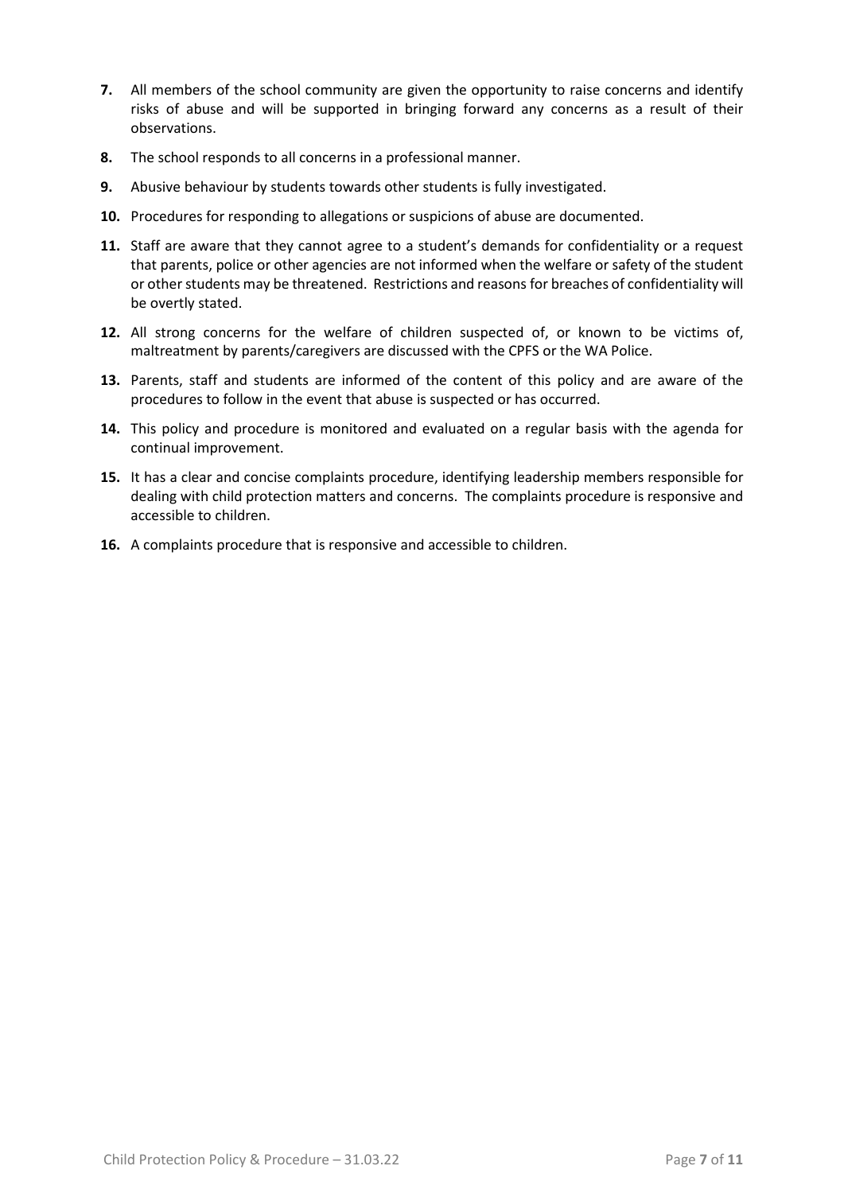7. All members of the school community are given the opportunity to raise concerns and identify risks of abuse and will be supported in bringing forward any concerns as a result of their observations.
8. The school responds to all concerns in a professional manner.
9. Abusive behaviour by students towards other students is fully investigated.
10. Procedures for responding to allegations or suspicions of abuse are documented.
11. Staff are aware that they cannot agree to a student's demands for confidentiality or a request that parents, police or other agencies are not informed when the welfare or safety of the student or other students may be threatened. Restrictions and reasons for breaches of confidentiality will be overtly stated.
12. All strong concerns for the welfare of children suspected of, or known to be victims of, maltreatment by parents/caregivers are discussed with the CPFS or the WA Police.
13. Parents, staff and students are informed of the content of this policy and are aware of the procedures to follow in the event that abuse is suspected or has occurred.
14. This policy and procedure is monitored and evaluated on a regular basis with the agenda for continual improvement.
15. It has a clear and concise complaints procedure, identifying leadership members responsible for dealing with child protection matters and concerns. The complaints procedure is responsive and accessible to children.
16. A complaints procedure that is responsive and accessible to children.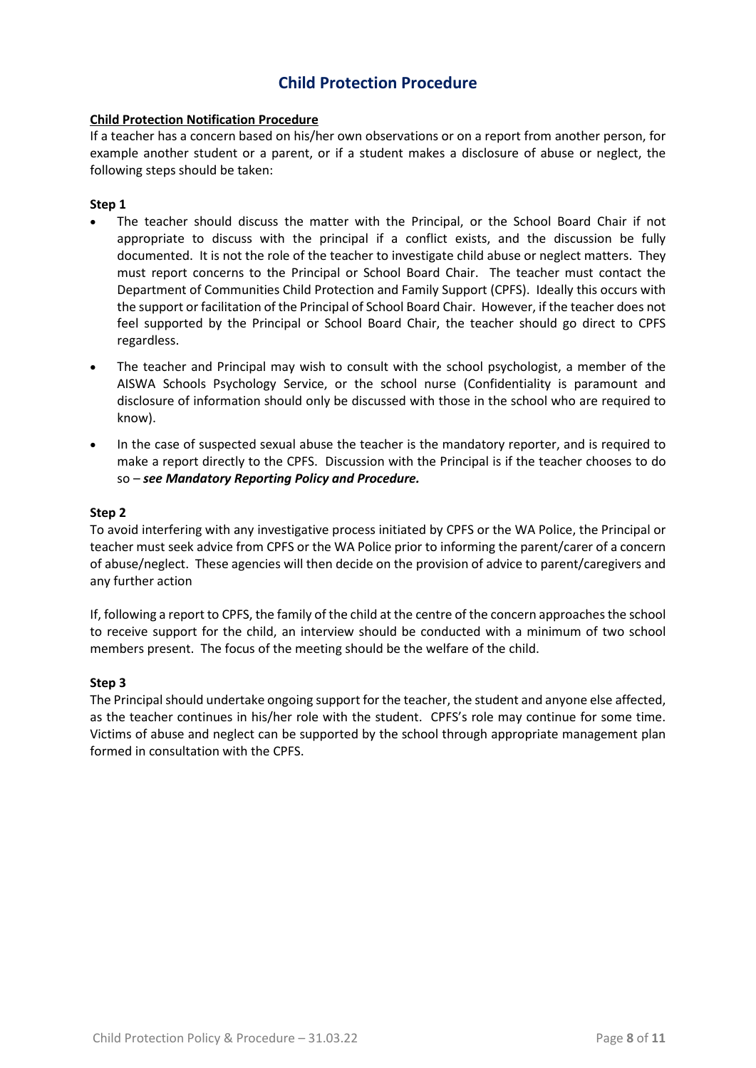# Child Protection Procedure

**Child Protection Notification Procedure**

If a teacher has a concern based on his/her own observations or on a report from another person, for example another student or a parent, or if a student makes a disclosure of abuse or neglect, the following steps should be taken:

**Step 1**

- The teacher should discuss the matter with the Principal, or the School Board Chair if not appropriate to discuss with the principal if a conflict exists, and the discussion be fully documented. It is not the role of the teacher to investigate child abuse or neglect matters. They must report concerns to the Principal or School Board Chair. The teacher must contact the Department of Communities Child Protection and Family Support (CPFS). Ideally this occurs with the support or facilitation of the Principal of School Board Chair. However, if the teacher does not feel supported by the Principal or School Board Chair, the teacher should go direct to CPFS regardless.
- The teacher and Principal may wish to consult with the school psychologist, a member of the AISWA Schools Psychology Service, or the school nurse (Confidentiality is paramount and disclosure of information should only be discussed with those in the school who are required to know).
- In the case of suspected sexual abuse the teacher is the mandatory reporter, and is required to make a report directly to the CPFS. Discussion with the Principal is if the teacher chooses to do so – ***see Mandatory Reporting Policy and Procedure.***

**Step 2**

To avoid interfering with any investigative process initiated by CPFS or the WA Police, the Principal or teacher must seek advice from CPFS or the WA Police prior to informing the parent/carer of a concern of abuse/neglect. These agencies will then decide on the provision of advice to parent/caregivers and any further action

If, following a report to CPFS, the family of the child at the centre of the concern approaches the school to receive support for the child, an interview should be conducted with a minimum of two school members present. The focus of the meeting should be the welfare of the child.

**Step 3**

The Principal should undertake ongoing support for the teacher, the student and anyone else affected, as the teacher continues in his/her role with the student. CPFS's role may continue for some time. Victims of abuse and neglect can be supported by the school through appropriate management plan formed in consultation with the CPFS.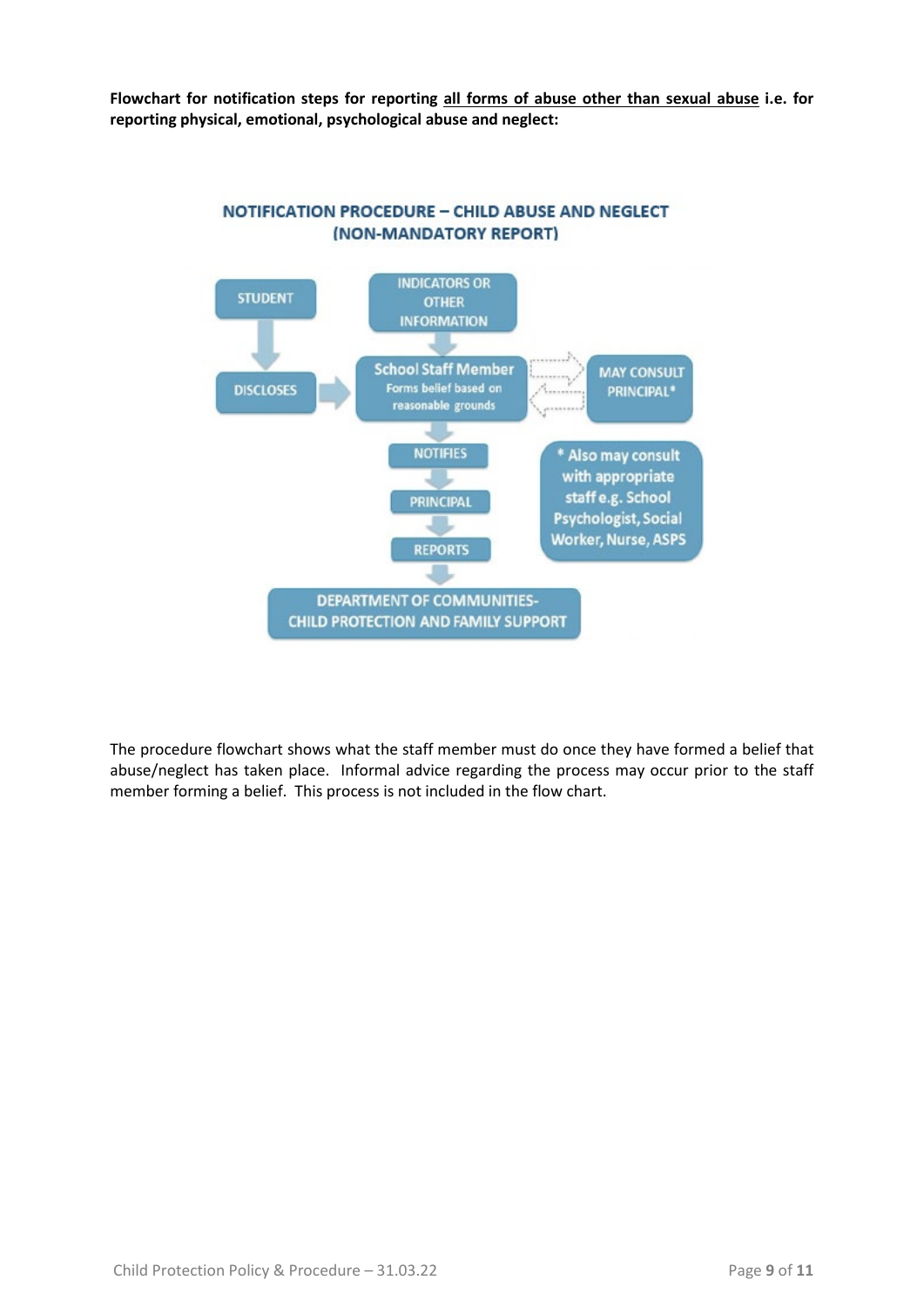**Flowchart for notification steps for reporting <u>all forms of abuse other than sexual abuse</u> i.e. for reporting physical, emotional, psychological abuse and neglect:**

NOTIFICATION PROCEDURE – CHILD ABUSE AND NEGLECT
(NON-MANDATORY REPORT)

STUDENT

DISCLOSES

INDICATORS OR OTHER INFORMATION

School Staff Member
Forms belief based on reasonable grounds

MAY CONSULT PRINCIPAL*

NOTIFIES

PRINCIPAL

REPORTS

* Also may consult with appropriate staff e.g. School Psychologist, Social Worker, Nurse, ASPS

DEPARTMENT OF COMMUNITIES-
CHILD PROTECTION AND FAMILY SUPPORT

The procedure flowchart shows what the staff member must do once they have formed a belief that abuse/neglect has taken place. Informal advice regarding the process may occur prior to the staff member forming a belief. This process is not included in the flow chart.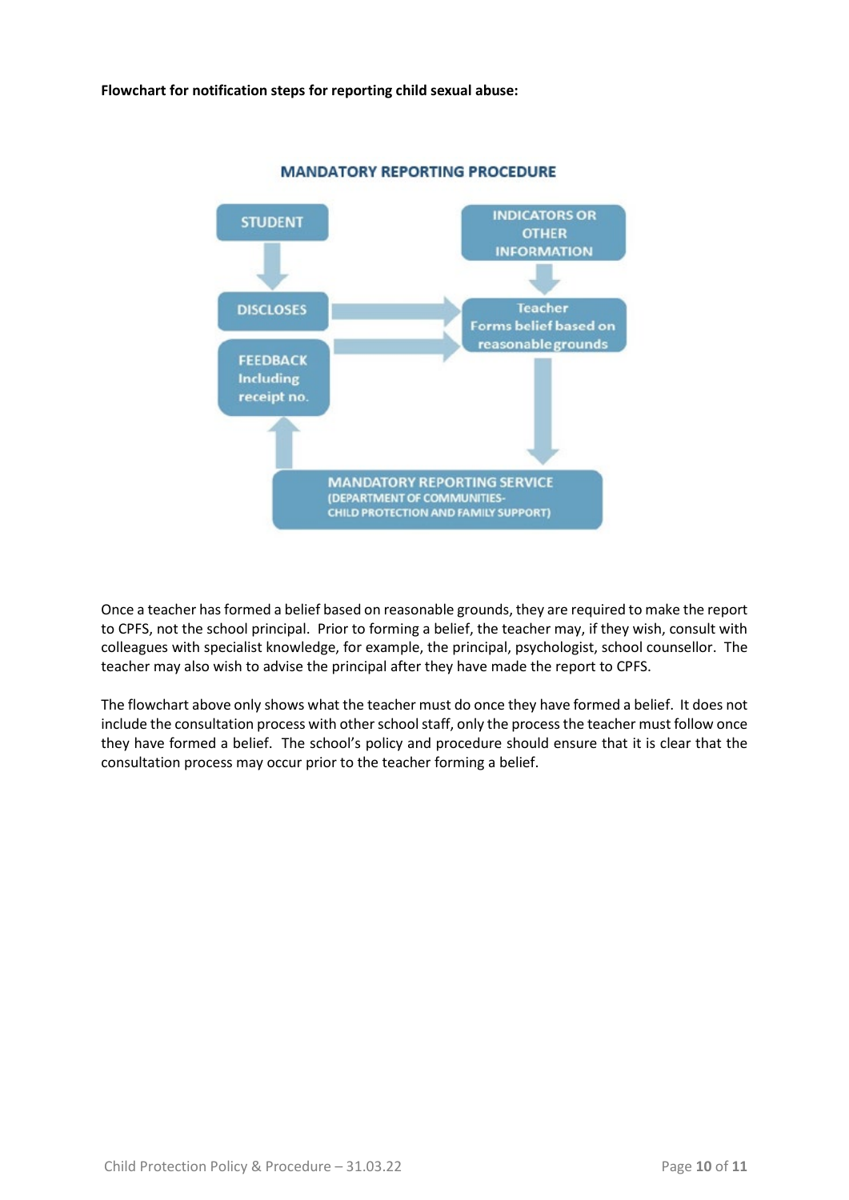**Flowchart for notification steps for reporting child sexual abuse:**

MANDATORY REPORTING PROCEDURE

STUDENT

INDICATORS OR OTHER INFORMATION

DISCLOSES

Teacher Forms belief based on reasonable grounds

FEEDBACK Including receipt no.

MANDATORY REPORTING SERVICE (DEPARTMENT OF COMMUNITIES- CHILD PROTECTION AND FAMILY SUPPORT)

Once a teacher has formed a belief based on reasonable grounds, they are required to make the report to CPFS, not the school principal. Prior to forming a belief, the teacher may, if they wish, consult with colleagues with specialist knowledge, for example, the principal, psychologist, school counsellor. The teacher may also wish to advise the principal after they have made the report to CPFS.

The flowchart above only shows what the teacher must do once they have formed a belief. It does not include the consultation process with other school staff, only the process the teacher must follow once they have formed a belief. The school's policy and procedure should ensure that it is clear that the consultation process may occur prior to the teacher forming a belief.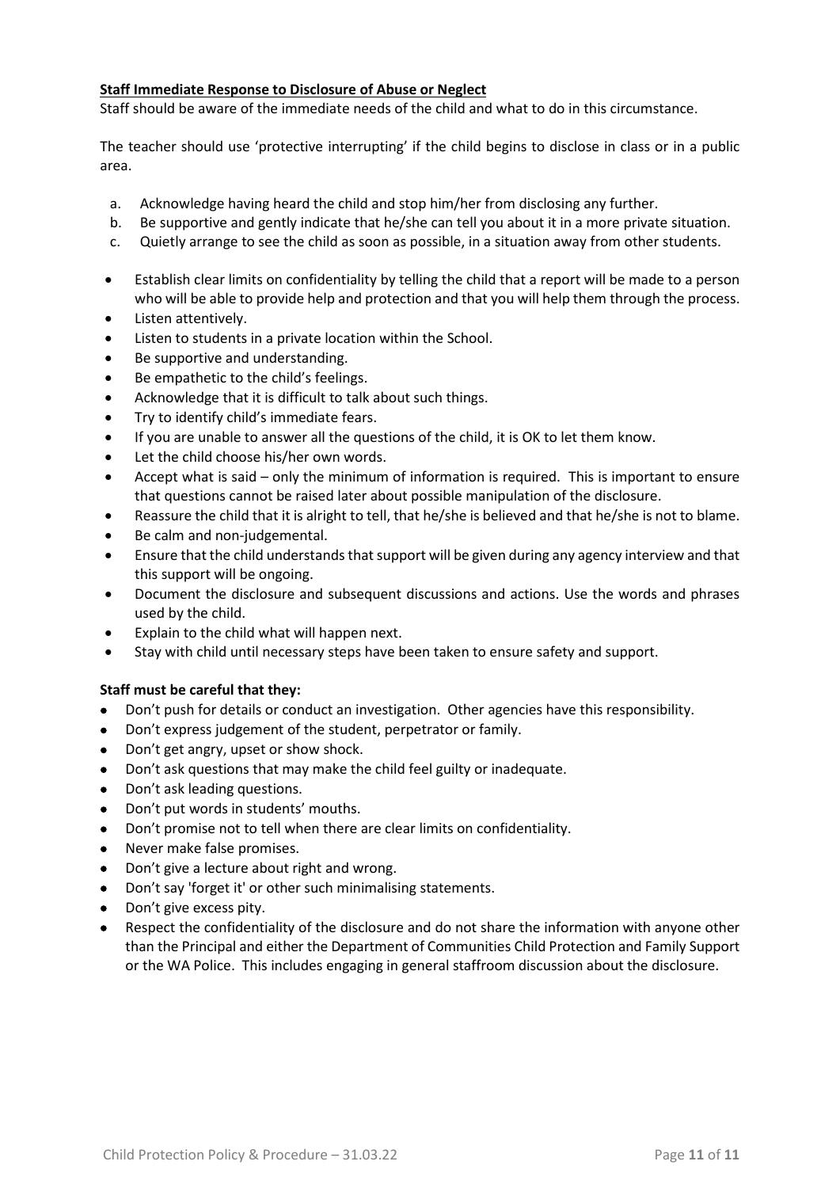**<u>Staff Immediate Response to Disclosure of Abuse or Neglect</u>**

Staff should be aware of the immediate needs of the child and what to do in this circumstance.

The teacher should use 'protective interrupting' if the child begins to disclose in class or in a public area.

a. Acknowledge having heard the child and stop him/her from disclosing any further.
b. Be supportive and gently indicate that he/she can tell you about it in a more private situation.
c. Quietly arrange to see the child as soon as possible, in a situation away from other students.

- Establish clear limits on confidentiality by telling the child that a report will be made to a person who will be able to provide help and protection and that you will help them through the process.
- Listen attentively.
- Listen to students in a private location within the School.
- Be supportive and understanding.
- Be empathetic to the child's feelings.
- Acknowledge that it is difficult to talk about such things.
- Try to identify child's immediate fears.
- If you are unable to answer all the questions of the child, it is OK to let them know.
- Let the child choose his/her own words.
- Accept what is said – only the minimum of information is required. This is important to ensure that questions cannot be raised later about possible manipulation of the disclosure.
- Reassure the child that it is alright to tell, that he/she is believed and that he/she is not to blame.
- Be calm and non-judgemental.
- Ensure that the child understands that support will be given during any agency interview and that this support will be ongoing.
- Document the disclosure and subsequent discussions and actions. Use the words and phrases used by the child.
- Explain to the child what will happen next.
- Stay with child until necessary steps have been taken to ensure safety and support.

**Staff must be careful that they:**

- Don't push for details or conduct an investigation. Other agencies have this responsibility.
- Don't express judgement of the student, perpetrator or family.
- Don't get angry, upset or show shock.
- Don't ask questions that may make the child feel guilty or inadequate.
- Don't ask leading questions.
- Don't put words in students' mouths.
- Don't promise not to tell when there are clear limits on confidentiality.
- Never make false promises.
- Don't give a lecture about right and wrong.
- Don't say 'forget it' or other such minimalising statements.
- Don't give excess pity.
- Respect the confidentiality of the disclosure and do not share the information with anyone other than the Principal and either the Department of Communities Child Protection and Family Support or the WA Police. This includes engaging in general staffroom discussion about the disclosure.